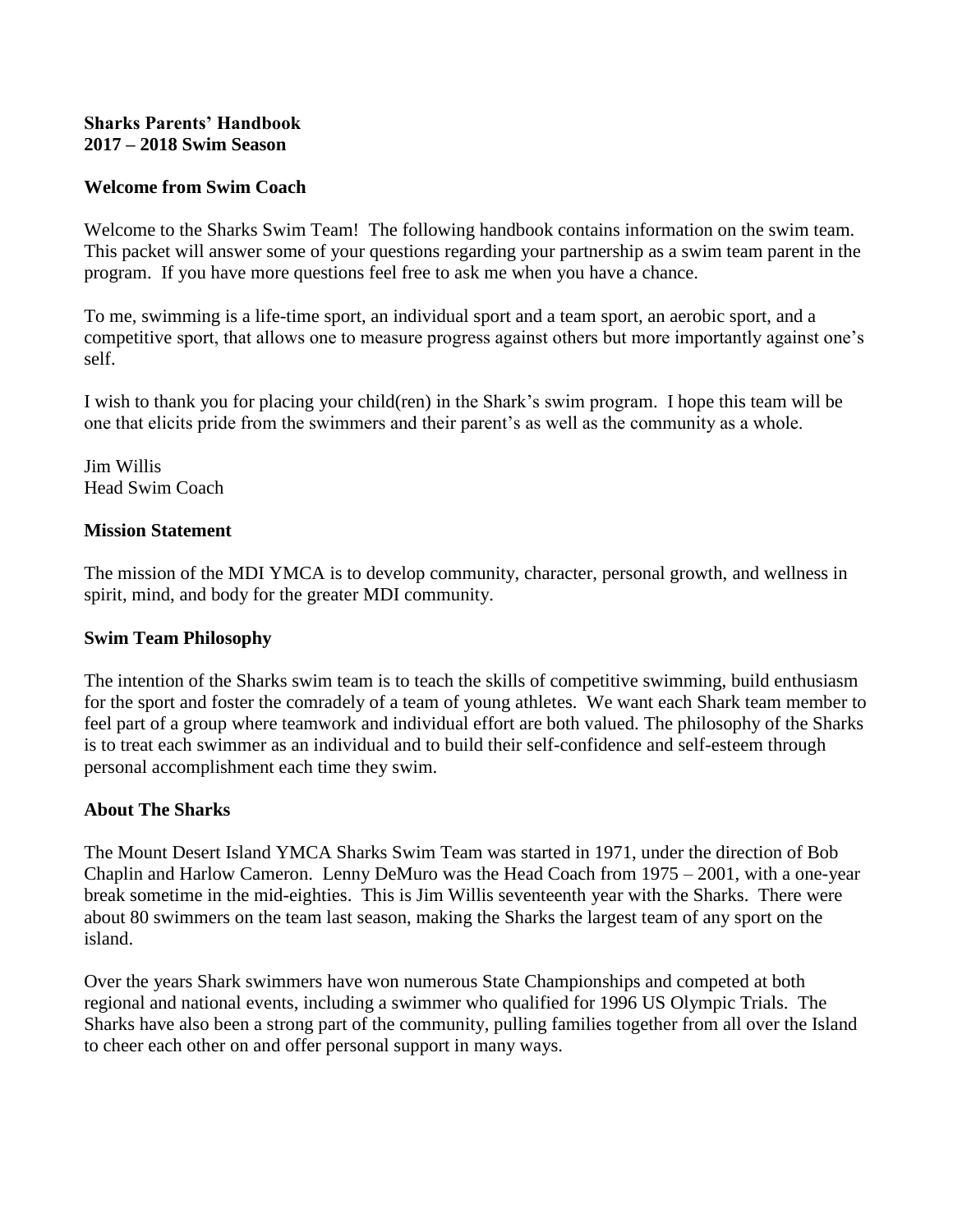# Sharks Parents' Handbook
# 2017 – 2018 Swim Season

## Welcome from Swim Coach

Welcome to the Sharks Swim Team! The following handbook contains information on the swim team. This packet will answer some of your questions regarding your partnership as a swim team parent in the program. If you have more questions feel free to ask me when you have a chance.

To me, swimming is a life-time sport, an individual sport and a team sport, an aerobic sport, and a competitive sport, that allows one to measure progress against others but more importantly against one's self.

I wish to thank you for placing your child(ren) in the Shark's swim program. I hope this team will be one that elicits pride from the swimmers and their parent's as well as the community as a whole.

Jim Willis
Head Swim Coach

## Mission Statement

The mission of the MDI YMCA is to develop community, character, personal growth, and wellness in spirit, mind, and body for the greater MDI community.

## Swim Team Philosophy

The intention of the Sharks swim team is to teach the skills of competitive swimming, build enthusiasm for the sport and foster the comradely of a team of young athletes. We want each Shark team member to feel part of a group where teamwork and individual effort are both valued. The philosophy of the Sharks is to treat each swimmer as an individual and to build their self-confidence and self-esteem through personal accomplishment each time they swim.

## About The Sharks

The Mount Desert Island YMCA Sharks Swim Team was started in 1971, under the direction of Bob Chaplin and Harlow Cameron. Lenny DeMuro was the Head Coach from 1975 – 2001, with a one-year break sometime in the mid-eighties. This is Jim Willis seventeenth year with the Sharks. There were about 80 swimmers on the team last season, making the Sharks the largest team of any sport on the island.

Over the years Shark swimmers have won numerous State Championships and competed at both regional and national events, including a swimmer who qualified for 1996 US Olympic Trials. The Sharks have also been a strong part of the community, pulling families together from all over the Island to cheer each other on and offer personal support in many ways.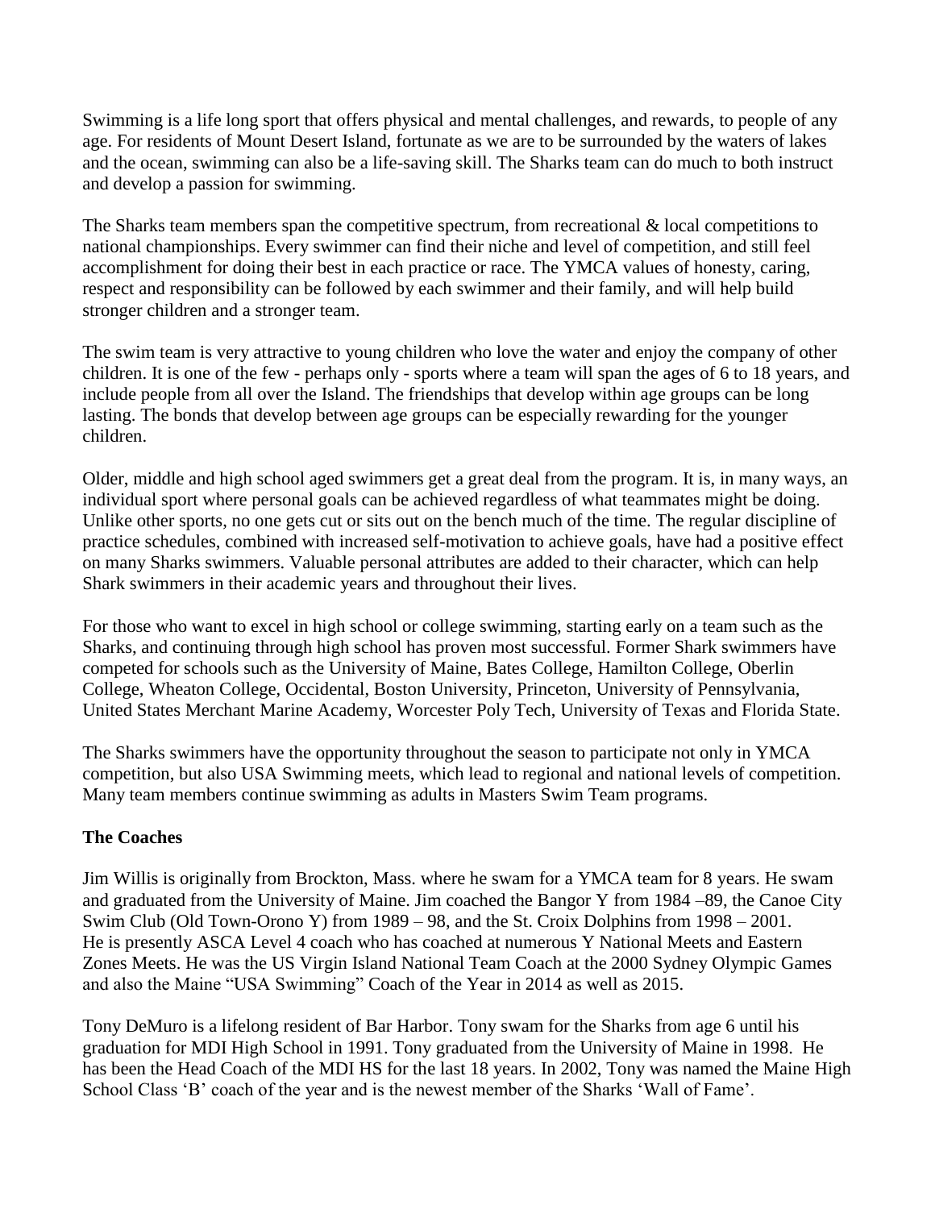Swimming is a life long sport that offers physical and mental challenges, and rewards, to people of any age. For residents of Mount Desert Island, fortunate as we are to be surrounded by the waters of lakes and the ocean, swimming can also be a life-saving skill. The Sharks team can do much to both instruct and develop a passion for swimming.

The Sharks team members span the competitive spectrum, from recreational & local competitions to national championships. Every swimmer can find their niche and level of competition, and still feel accomplishment for doing their best in each practice or race. The YMCA values of honesty, caring, respect and responsibility can be followed by each swimmer and their family, and will help build stronger children and a stronger team.

The swim team is very attractive to young children who love the water and enjoy the company of other children. It is one of the few - perhaps only - sports where a team will span the ages of 6 to 18 years, and include people from all over the Island. The friendships that develop within age groups can be long lasting. The bonds that develop between age groups can be especially rewarding for the younger children.

Older, middle and high school aged swimmers get a great deal from the program. It is, in many ways, an individual sport where personal goals can be achieved regardless of what teammates might be doing. Unlike other sports, no one gets cut or sits out on the bench much of the time. The regular discipline of practice schedules, combined with increased self-motivation to achieve goals, have had a positive effect on many Sharks swimmers. Valuable personal attributes are added to their character, which can help Shark swimmers in their academic years and throughout their lives.

For those who want to excel in high school or college swimming, starting early on a team such as the Sharks, and continuing through high school has proven most successful. Former Shark swimmers have competed for schools such as the University of Maine, Bates College, Hamilton College, Oberlin College, Wheaton College, Occidental, Boston University, Princeton, University of Pennsylvania, United States Merchant Marine Academy, Worcester Poly Tech, University of Texas and Florida State.

The Sharks swimmers have the opportunity throughout the season to participate not only in YMCA competition, but also USA Swimming meets, which lead to regional and national levels of competition. Many team members continue swimming as adults in Masters Swim Team programs.

**The Coaches**

Jim Willis is originally from Brockton, Mass. where he swam for a YMCA team for 8 years. He swam and graduated from the University of Maine. Jim coached the Bangor Y from 1984 –89, the Canoe City Swim Club (Old Town-Orono Y) from 1989 – 98, and the St. Croix Dolphins from 1998 – 2001. He is presently ASCA Level 4 coach who has coached at numerous Y National Meets and Eastern Zones Meets. He was the US Virgin Island National Team Coach at the 2000 Sydney Olympic Games and also the Maine "USA Swimming" Coach of the Year in 2014 as well as 2015.

Tony DeMuro is a lifelong resident of Bar Harbor. Tony swam for the Sharks from age 6 until his graduation for MDI High School in 1991. Tony graduated from the University of Maine in 1998. He has been the Head Coach of the MDI HS for the last 18 years. In 2002, Tony was named the Maine High School Class 'B' coach of the year and is the newest member of the Sharks 'Wall of Fame'.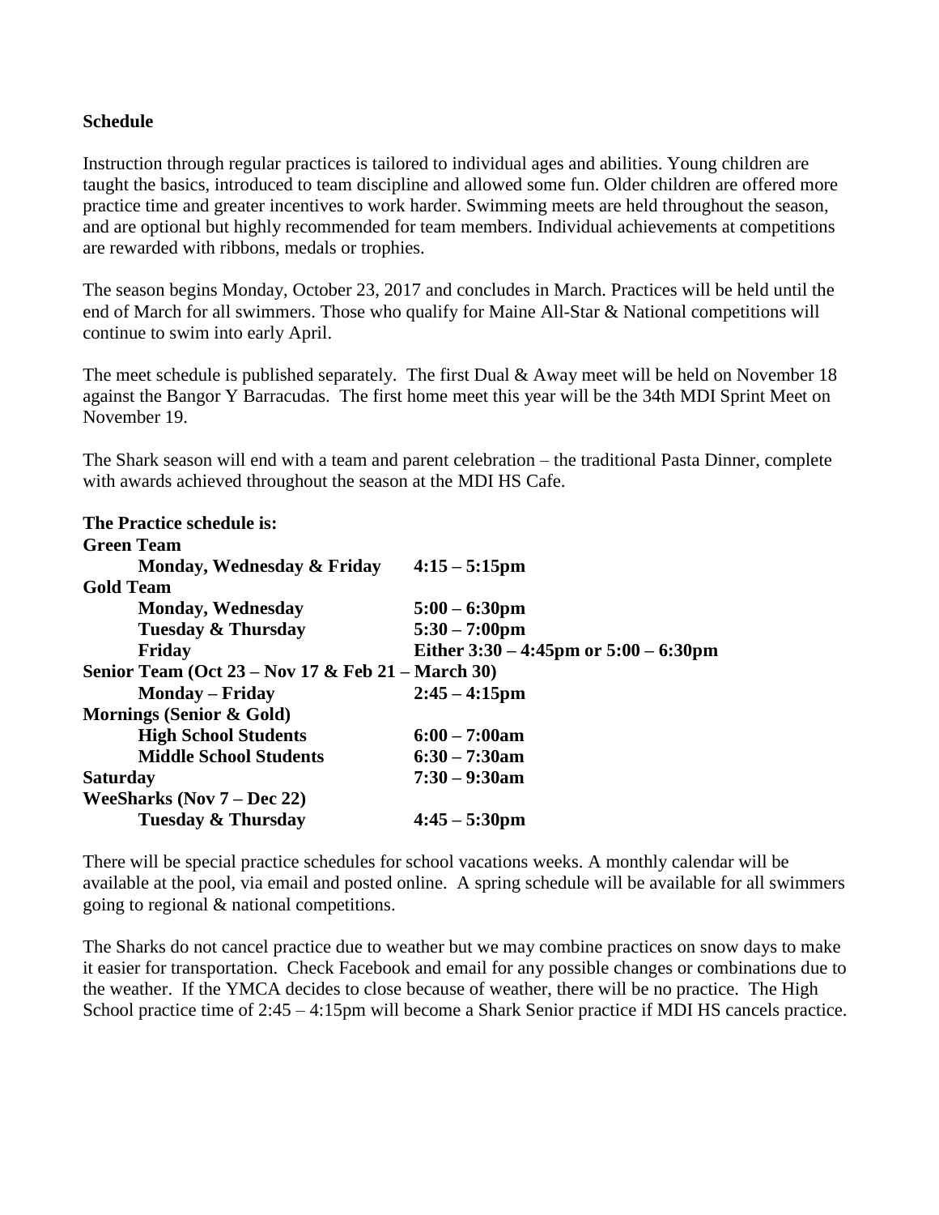## Schedule

Instruction through regular practices is tailored to individual ages and abilities. Young children are taught the basics, introduced to team discipline and allowed some fun. Older children are offered more practice time and greater incentives to work harder. Swimming meets are held throughout the season, and are optional but highly recommended for team members. Individual achievements at competitions are rewarded with ribbons, medals or trophies.

The season begins Monday, October 23, 2017 and concludes in March. Practices will be held until the end of March for all swimmers. Those who qualify for Maine All-Star & National competitions will continue to swim into early April.

The meet schedule is published separately. The first Dual & Away meet will be held on November 18 against the Bangor Y Barracudas. The first home meet this year will be the 34th MDI Sprint Meet on November 19.

The Shark season will end with a team and parent celebration – the traditional Pasta Dinner, complete with awards achieved throughout the season at the MDI HS Cafe.

**The Practice schedule is:**

| | |
|---|---|
| **Green Team** | |
| **Monday, Wednesday & Friday** | **4:15 – 5:15pm** |
| **Gold Team** | |
| **Monday, Wednesday** | **5:00 – 6:30pm** |
| **Tuesday & Thursday** | **5:30 – 7:00pm** |
| **Friday** | **Either 3:30 – 4:45pm or 5:00 – 6:30pm** |
| **Senior Team (Oct 23 – Nov 17 & Feb 21 – March 30)** | |
| **Monday – Friday** | **2:45 – 4:15pm** |
| **Mornings (Senior & Gold)** | |
| **High School Students** | **6:00 – 7:00am** |
| **Middle School Students** | **6:30 – 7:30am** |
| **Saturday** | **7:30 – 9:30am** |
| **WeeSharks (Nov 7 – Dec 22)** | |
| **Tuesday & Thursday** | **4:45 – 5:30pm** |

There will be special practice schedules for school vacations weeks. A monthly calendar will be available at the pool, via email and posted online. A spring schedule will be available for all swimmers going to regional & national competitions.

The Sharks do not cancel practice due to weather but we may combine practices on snow days to make it easier for transportation. Check Facebook and email for any possible changes or combinations due to the weather. If the YMCA decides to close because of weather, there will be no practice. The High School practice time of 2:45 – 4:15pm will become a Shark Senior practice if MDI HS cancels practice.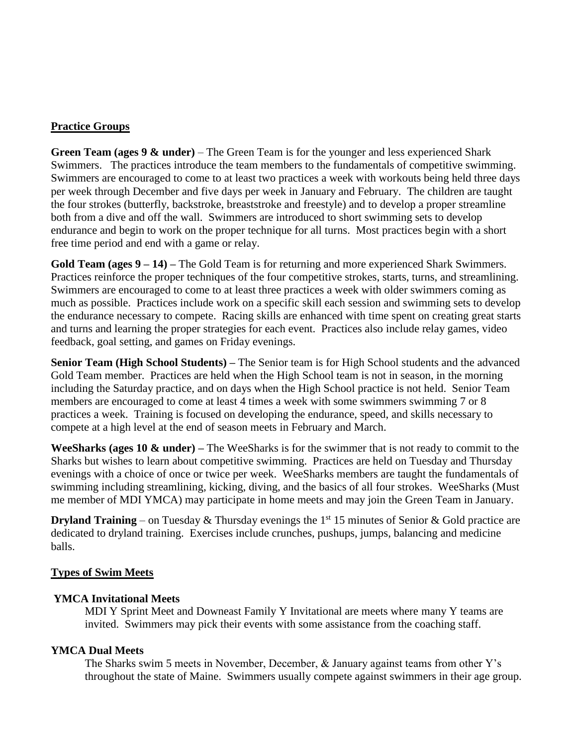## Practice Groups

**Green Team (ages 9 & under)** – The Green Team is for the younger and less experienced Shark Swimmers. The practices introduce the team members to the fundamentals of competitive swimming. Swimmers are encouraged to come to at least two practices a week with workouts being held three days per week through December and five days per week in January and February. The children are taught the four strokes (butterfly, backstroke, breaststroke and freestyle) and to develop a proper streamline both from a dive and off the wall. Swimmers are introduced to short swimming sets to develop endurance and begin to work on the proper technique for all turns. Most practices begin with a short free time period and end with a game or relay.

**Gold Team (ages 9 – 14) –** The Gold Team is for returning and more experienced Shark Swimmers. Practices reinforce the proper techniques of the four competitive strokes, starts, turns, and streamlining. Swimmers are encouraged to come to at least three practices a week with older swimmers coming as much as possible. Practices include work on a specific skill each session and swimming sets to develop the endurance necessary to compete. Racing skills are enhanced with time spent on creating great starts and turns and learning the proper strategies for each event. Practices also include relay games, video feedback, goal setting, and games on Friday evenings.

**Senior Team (High School Students) –** The Senior team is for High School students and the advanced Gold Team member. Practices are held when the High School team is not in season, in the morning including the Saturday practice, and on days when the High School practice is not held. Senior Team members are encouraged to come at least 4 times a week with some swimmers swimming 7 or 8 practices a week. Training is focused on developing the endurance, speed, and skills necessary to compete at a high level at the end of season meets in February and March.

**WeeSharks (ages 10 & under) –** The WeeSharks is for the swimmer that is not ready to commit to the Sharks but wishes to learn about competitive swimming. Practices are held on Tuesday and Thursday evenings with a choice of once or twice per week. WeeSharks members are taught the fundamentals of swimming including streamlining, kicking, diving, and the basics of all four strokes. WeeSharks (Must me member of MDI YMCA) may participate in home meets and may join the Green Team in January.

**Dryland Training** – on Tuesday & Thursday evenings the 1st 15 minutes of Senior & Gold practice are dedicated to dryland training. Exercises include crunches, pushups, jumps, balancing and medicine balls.

## Types of Swim Meets

### YMCA Invitational Meets

MDI Y Sprint Meet and Downeast Family Y Invitational are meets where many Y teams are invited. Swimmers may pick their events with some assistance from the coaching staff.

### YMCA Dual Meets

The Sharks swim 5 meets in November, December, & January against teams from other Y's throughout the state of Maine. Swimmers usually compete against swimmers in their age group.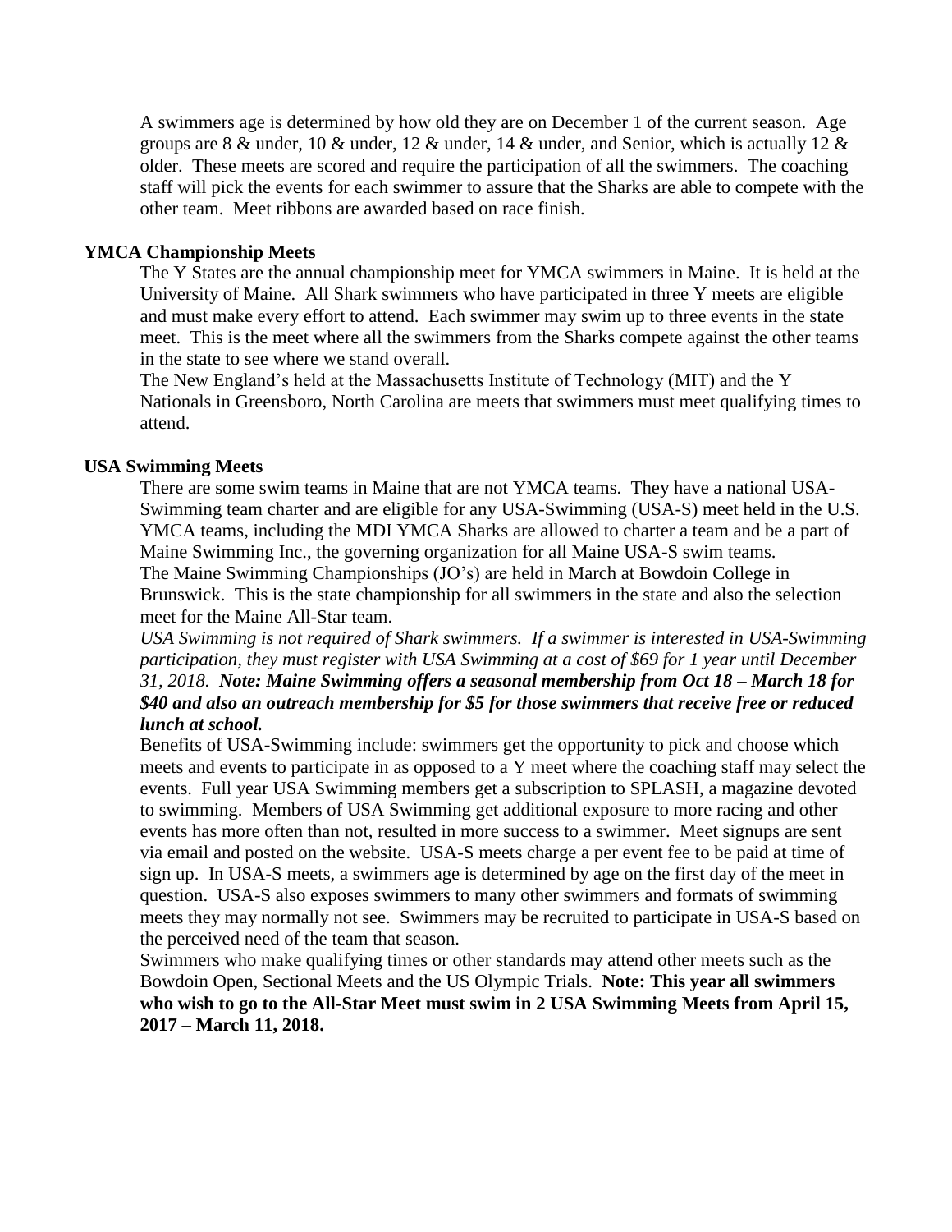A swimmers age is determined by how old they are on December 1 of the current season. Age groups are 8 & under, 10 & under, 12 & under, 14 & under, and Senior, which is actually 12 & older. These meets are scored and require the participation of all the swimmers. The coaching staff will pick the events for each swimmer to assure that the Sharks are able to compete with the other team. Meet ribbons are awarded based on race finish.

### YMCA Championship Meets

The Y States are the annual championship meet for YMCA swimmers in Maine. It is held at the University of Maine. All Shark swimmers who have participated in three Y meets are eligible and must make every effort to attend. Each swimmer may swim up to three events in the state meet. This is the meet where all the swimmers from the Sharks compete against the other teams in the state to see where we stand overall.

The New England's held at the Massachusetts Institute of Technology (MIT) and the Y Nationals in Greensboro, North Carolina are meets that swimmers must meet qualifying times to attend.

### USA Swimming Meets

There are some swim teams in Maine that are not YMCA teams. They have a national USA-Swimming team charter and are eligible for any USA-Swimming (USA-S) meet held in the U.S. YMCA teams, including the MDI YMCA Sharks are allowed to charter a team and be a part of Maine Swimming Inc., the governing organization for all Maine USA-S swim teams.

The Maine Swimming Championships (JO's) are held in March at Bowdoin College in Brunswick. This is the state championship for all swimmers in the state and also the selection meet for the Maine All-Star team.

*USA Swimming is not required of Shark swimmers. If a swimmer is interested in USA-Swimming participation, they must register with USA Swimming at a cost of $69 for 1 year until December 31, 2018.* ***Note: Maine Swimming offers a seasonal membership from Oct 18 – March 18 for $40 and also an outreach membership for $5 for those swimmers that receive free or reduced lunch at school.***

Benefits of USA-Swimming include: swimmers get the opportunity to pick and choose which meets and events to participate in as opposed to a Y meet where the coaching staff may select the events. Full year USA Swimming members get a subscription to SPLASH, a magazine devoted to swimming. Members of USA Swimming get additional exposure to more racing and other events has more often than not, resulted in more success to a swimmer. Meet signups are sent via email and posted on the website. USA-S meets charge a per event fee to be paid at time of sign up. In USA-S meets, a swimmers age is determined by age on the first day of the meet in question. USA-S also exposes swimmers to many other swimmers and formats of swimming meets they may normally not see. Swimmers may be recruited to participate in USA-S based on the perceived need of the team that season.

Swimmers who make qualifying times or other standards may attend other meets such as the Bowdoin Open, Sectional Meets and the US Olympic Trials. **Note: This year all swimmers who wish to go to the All-Star Meet must swim in 2 USA Swimming Meets from April 15, 2017 – March 11, 2018.**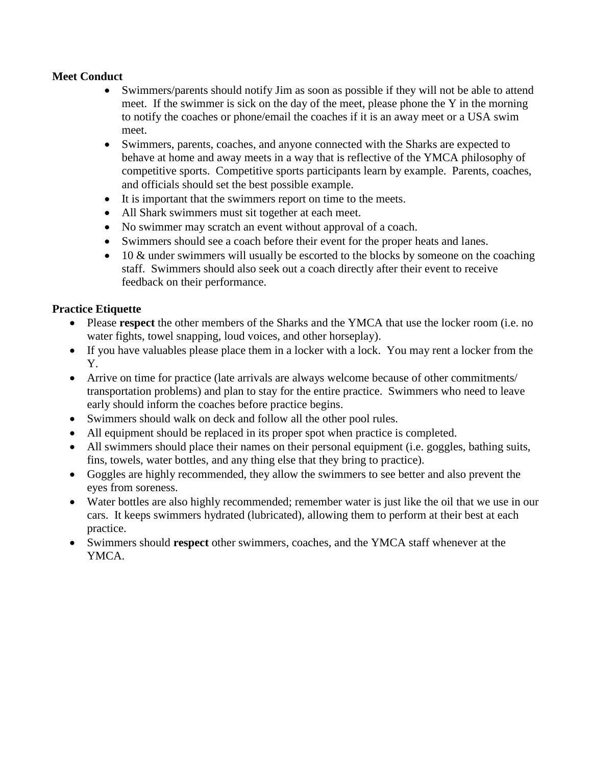**Meet Conduct**

- Swimmers/parents should notify Jim as soon as possible if they will not be able to attend meet. If the swimmer is sick on the day of the meet, please phone the Y in the morning to notify the coaches or phone/email the coaches if it is an away meet or a USA swim meet.
- Swimmers, parents, coaches, and anyone connected with the Sharks are expected to behave at home and away meets in a way that is reflective of the YMCA philosophy of competitive sports. Competitive sports participants learn by example. Parents, coaches, and officials should set the best possible example.
- It is important that the swimmers report on time to the meets.
- All Shark swimmers must sit together at each meet.
- No swimmer may scratch an event without approval of a coach.
- Swimmers should see a coach before their event for the proper heats and lanes.
- 10 & under swimmers will usually be escorted to the blocks by someone on the coaching staff. Swimmers should also seek out a coach directly after their event to receive feedback on their performance.

**Practice Etiquette**

- Please **respect** the other members of the Sharks and the YMCA that use the locker room (i.e. no water fights, towel snapping, loud voices, and other horseplay).
- If you have valuables please place them in a locker with a lock. You may rent a locker from the Y.
- Arrive on time for practice (late arrivals are always welcome because of other commitments/ transportation problems) and plan to stay for the entire practice. Swimmers who need to leave early should inform the coaches before practice begins.
- Swimmers should walk on deck and follow all the other pool rules.
- All equipment should be replaced in its proper spot when practice is completed.
- All swimmers should place their names on their personal equipment (i.e. goggles, bathing suits, fins, towels, water bottles, and any thing else that they bring to practice).
- Goggles are highly recommended, they allow the swimmers to see better and also prevent the eyes from soreness.
- Water bottles are also highly recommended; remember water is just like the oil that we use in our cars. It keeps swimmers hydrated (lubricated), allowing them to perform at their best at each practice.
- Swimmers should **respect** other swimmers, coaches, and the YMCA staff whenever at the YMCA.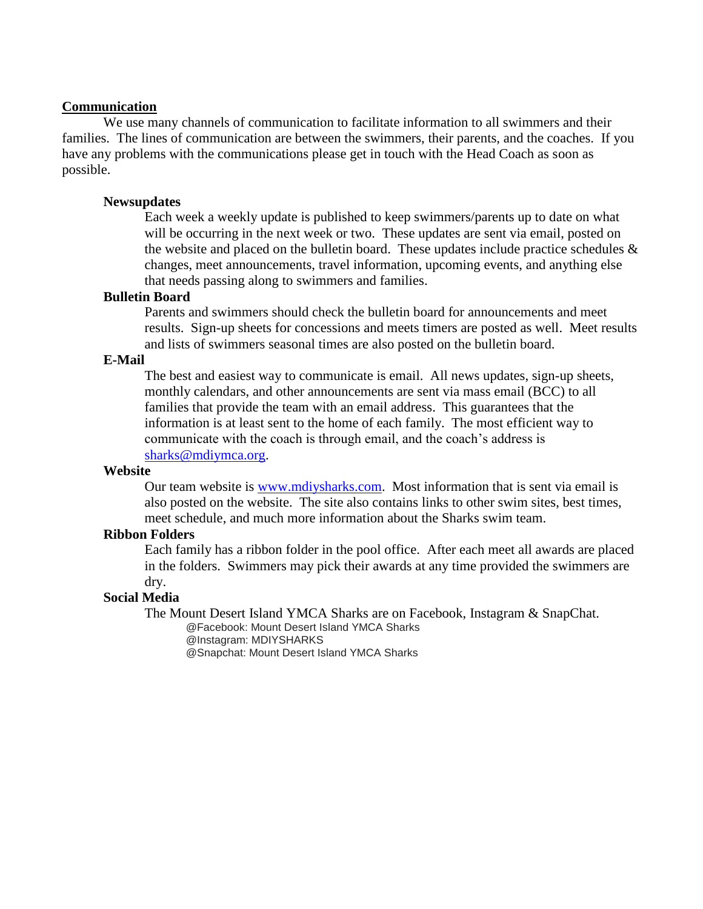## Communication

We use many channels of communication to facilitate information to all swimmers and their families. The lines of communication are between the swimmers, their parents, and the coaches. If you have any problems with the communications please get in touch with the Head Coach as soon as possible.

### Newsupdates

Each week a weekly update is published to keep swimmers/parents up to date on what will be occurring in the next week or two. These updates are sent via email, posted on the website and placed on the bulletin board. These updates include practice schedules & changes, meet announcements, travel information, upcoming events, and anything else that needs passing along to swimmers and families.

### Bulletin Board

Parents and swimmers should check the bulletin board for announcements and meet results. Sign-up sheets for concessions and meets timers are posted as well. Meet results and lists of swimmers seasonal times are also posted on the bulletin board.

### E-Mail

The best and easiest way to communicate is email. All news updates, sign-up sheets, monthly calendars, and other announcements are sent via mass email (BCC) to all families that provide the team with an email address. This guarantees that the information is at least sent to the home of each family. The most efficient way to communicate with the coach is through email, and the coach's address is sharks@mdiymca.org.

### Website

Our team website is www.mdiysharks.com. Most information that is sent via email is also posted on the website. The site also contains links to other swim sites, best times, meet schedule, and much more information about the Sharks swim team.

### Ribbon Folders

Each family has a ribbon folder in the pool office. After each meet all awards are placed in the folders. Swimmers may pick their awards at any time provided the swimmers are dry.

### Social Media

The Mount Desert Island YMCA Sharks are on Facebook, Instagram & SnapChat.

@Facebook: Mount Desert Island YMCA Sharks
@Instagram: MDIYSHARKS
@Snapchat: Mount Desert Island YMCA Sharks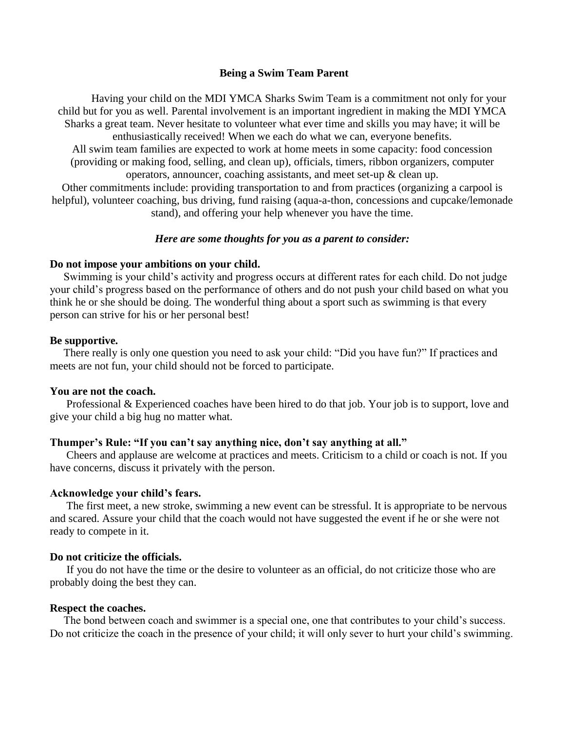# Being a Swim Team Parent

Having your child on the MDI YMCA Sharks Swim Team is a commitment not only for your child but for you as well. Parental involvement is an important ingredient in making the MDI YMCA Sharks a great team. Never hesitate to volunteer what ever time and skills you may have; it will be enthusiastically received! When we each do what we can, everyone benefits.

All swim team families are expected to work at home meets in some capacity: food concession (providing or making food, selling, and clean up), officials, timers, ribbon organizers, computer operators, announcer, coaching assistants, and meet set-up & clean up.

Other commitments include: providing transportation to and from practices (organizing a carpool is helpful), volunteer coaching, bus driving, fund raising (aqua-a-thon, concessions and cupcake/lemonade stand), and offering your help whenever you have the time.

***Here are some thoughts for you as a parent to consider:***

**Do not impose your ambitions on your child.**

Swimming is your child's activity and progress occurs at different rates for each child. Do not judge your child's progress based on the performance of others and do not push your child based on what you think he or she should be doing. The wonderful thing about a sport such as swimming is that every person can strive for his or her personal best!

**Be supportive.**

There really is only one question you need to ask your child: "Did you have fun?" If practices and meets are not fun, your child should not be forced to participate.

**You are not the coach.**

Professional & Experienced coaches have been hired to do that job. Your job is to support, love and give your child a big hug no matter what.

**Thumper's Rule: "If you can't say anything nice, don't say anything at all."**

Cheers and applause are welcome at practices and meets. Criticism to a child or coach is not. If you have concerns, discuss it privately with the person.

**Acknowledge your child's fears.**

The first meet, a new stroke, swimming a new event can be stressful. It is appropriate to be nervous and scared. Assure your child that the coach would not have suggested the event if he or she were not ready to compete in it.

**Do not criticize the officials.**

If you do not have the time or the desire to volunteer as an official, do not criticize those who are probably doing the best they can.

**Respect the coaches.**

The bond between coach and swimmer is a special one, one that contributes to your child's success. Do not criticize the coach in the presence of your child; it will only sever to hurt your child's swimming.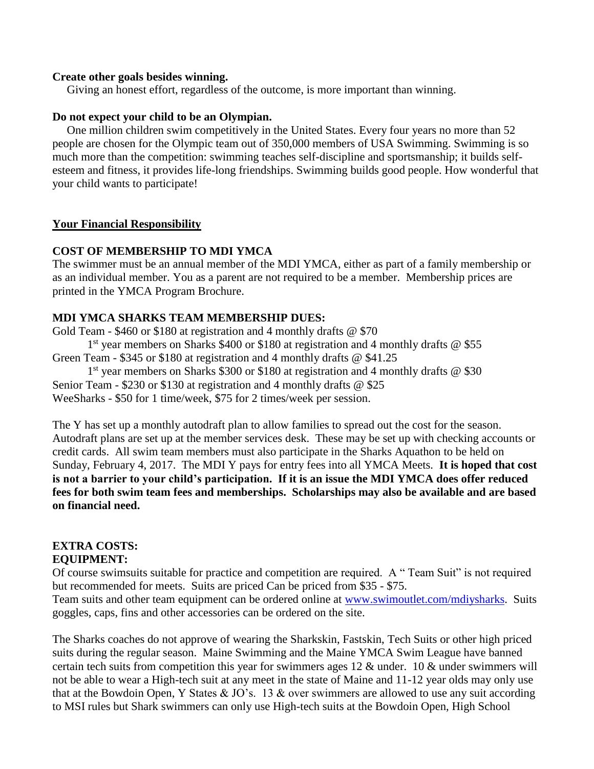**Create other goals besides winning.**

Giving an honest effort, regardless of the outcome, is more important than winning.

**Do not expect your child to be an Olympian.**

One million children swim competitively in the United States. Every four years no more than 52 people are chosen for the Olympic team out of 350,000 members of USA Swimming. Swimming is so much more than the competition: swimming teaches self-discipline and sportsmanship; it builds self-esteem and fitness, it provides life-long friendships. Swimming builds good people. How wonderful that your child wants to participate!

## Your Financial Responsibility

### COST OF MEMBERSHIP TO MDI YMCA

The swimmer must be an annual member of the MDI YMCA, either as part of a family membership or as an individual member. You as a parent are not required to be a member. Membership prices are printed in the YMCA Program Brochure.

### MDI YMCA SHARKS TEAM MEMBERSHIP DUES:

Gold Team - $460 or $180 at registration and 4 monthly drafts @ $70

1st year members on Sharks $400 or $180 at registration and 4 monthly drafts @ $55

Green Team - $345 or $180 at registration and 4 monthly drafts @ $41.25

1st year members on Sharks $300 or $180 at registration and 4 monthly drafts @ $30

Senior Team - $230 or $130 at registration and 4 monthly drafts @ $25

WeeSharks - $50 for 1 time/week, $75 for 2 times/week per session.

The Y has set up a monthly autodraft plan to allow families to spread out the cost for the season. Autodraft plans are set up at the member services desk. These may be set up with checking accounts or credit cards. All swim team members must also participate in the Sharks Aquathon to be held on Sunday, February 4, 2017. The MDI Y pays for entry fees into all YMCA Meets. **It is hoped that cost is not a barrier to your child's participation. If it is an issue the MDI YMCA does offer reduced fees for both swim team fees and memberships. Scholarships may also be available and are based on financial need.**

### EXTRA COSTS:

### EQUIPMENT:

Of course swimsuits suitable for practice and competition are required. A " Team Suit" is not required but recommended for meets. Suits are priced Can be priced from $35 - $75.

Team suits and other team equipment can be ordered online at [www.swimoutlet.com/mdiysharks](www.swimoutlet.com/mdiysharks). Suits goggles, caps, fins and other accessories can be ordered on the site.

The Sharks coaches do not approve of wearing the Sharkskin, Fastskin, Tech Suits or other high priced suits during the regular season. Maine Swimming and the Maine YMCA Swim League have banned certain tech suits from competition this year for swimmers ages 12 & under. 10 & under swimmers will not be able to wear a High-tech suit at any meet in the state of Maine and 11-12 year olds may only use that at the Bowdoin Open, Y States & JO's. 13 & over swimmers are allowed to use any suit according to MSI rules but Shark swimmers can only use High-tech suits at the Bowdoin Open, High School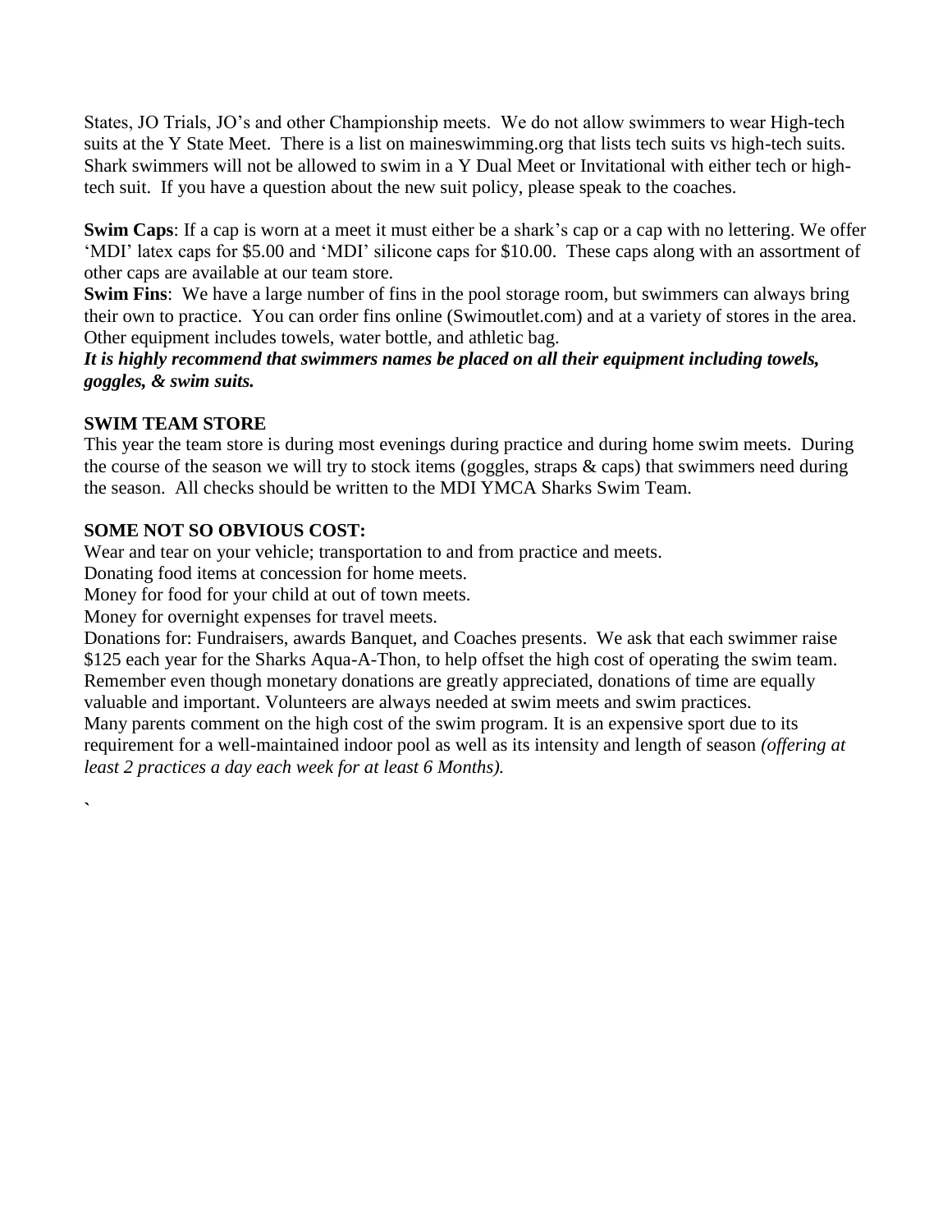States, JO Trials, JO's and other Championship meets. We do not allow swimmers to wear High-tech suits at the Y State Meet. There is a list on maineswimming.org that lists tech suits vs high-tech suits. Shark swimmers will not be allowed to swim in a Y Dual Meet or Invitational with either tech or high-tech suit. If you have a question about the new suit policy, please speak to the coaches.

**Swim Caps**: If a cap is worn at a meet it must either be a shark's cap or a cap with no lettering. We offer 'MDI' latex caps for $5.00 and 'MDI' silicone caps for $10.00. These caps along with an assortment of other caps are available at our team store.

**Swim Fins**: We have a large number of fins in the pool storage room, but swimmers can always bring their own to practice. You can order fins online (Swimoutlet.com) and at a variety of stores in the area. Other equipment includes towels, water bottle, and athletic bag.

***It is highly recommend that swimmers names be placed on all their equipment including towels, goggles, & swim suits.***

**SWIM TEAM STORE**

This year the team store is during most evenings during practice and during home swim meets. During the course of the season we will try to stock items (goggles, straps & caps) that swimmers need during the season. All checks should be written to the MDI YMCA Sharks Swim Team.

**SOME NOT SO OBVIOUS COST:**

Wear and tear on your vehicle; transportation to and from practice and meets.

Donating food items at concession for home meets.

Money for food for your child at out of town meets.

Money for overnight expenses for travel meets.

Donations for: Fundraisers, awards Banquet, and Coaches presents. We ask that each swimmer raise $125 each year for the Sharks Aqua-A-Thon, to help offset the high cost of operating the swim team. Remember even though monetary donations are greatly appreciated, donations of time are equally valuable and important. Volunteers are always needed at swim meets and swim practices.

Many parents comment on the high cost of the swim program. It is an expensive sport due to its requirement for a well-maintained indoor pool as well as its intensity and length of season *(offering at least 2 practices a day each week for at least 6 Months).*

`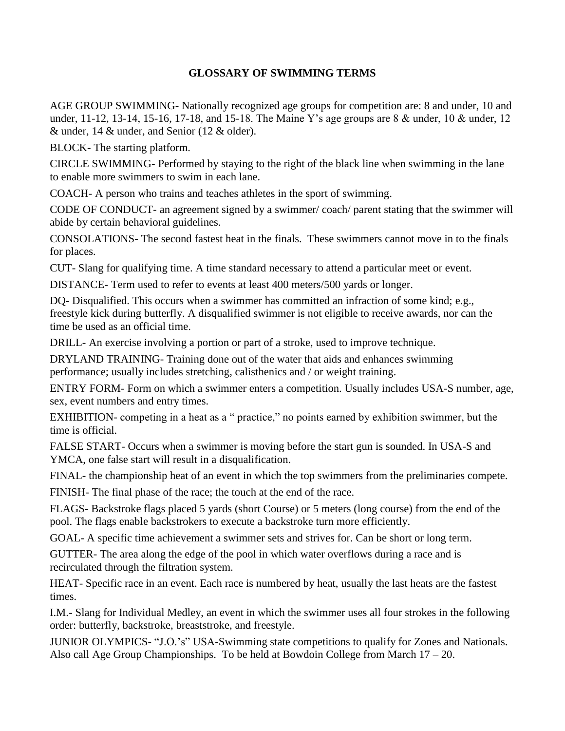# GLOSSARY OF SWIMMING TERMS

AGE GROUP SWIMMING- Nationally recognized age groups for competition are: 8 and under, 10 and under, 11-12, 13-14, 15-16, 17-18, and 15-18. The Maine Y's age groups are 8 & under, 10 & under, 12 & under, 14 & under, and Senior (12 & older).

BLOCK- The starting platform.

CIRCLE SWIMMING- Performed by staying to the right of the black line when swimming in the lane to enable more swimmers to swim in each lane.

COACH- A person who trains and teaches athletes in the sport of swimming.

CODE OF CONDUCT- an agreement signed by a swimmer/ coach/ parent stating that the swimmer will abide by certain behavioral guidelines.

CONSOLATIONS- The second fastest heat in the finals. These swimmers cannot move in to the finals for places.

CUT- Slang for qualifying time. A time standard necessary to attend a particular meet or event.

DISTANCE- Term used to refer to events at least 400 meters/500 yards or longer.

DQ- Disqualified. This occurs when a swimmer has committed an infraction of some kind; e.g., freestyle kick during butterfly. A disqualified swimmer is not eligible to receive awards, nor can the time be used as an official time.

DRILL- An exercise involving a portion or part of a stroke, used to improve technique.

DRYLAND TRAINING- Training done out of the water that aids and enhances swimming performance; usually includes stretching, calisthenics and / or weight training.

ENTRY FORM- Form on which a swimmer enters a competition. Usually includes USA-S number, age, sex, event numbers and entry times.

EXHIBITION- competing in a heat as a " practice," no points earned by exhibition swimmer, but the time is official.

FALSE START- Occurs when a swimmer is moving before the start gun is sounded. In USA-S and YMCA, one false start will result in a disqualification.

FINAL- the championship heat of an event in which the top swimmers from the preliminaries compete.

FINISH- The final phase of the race; the touch at the end of the race.

FLAGS- Backstroke flags placed 5 yards (short Course) or 5 meters (long course) from the end of the pool. The flags enable backstrokers to execute a backstroke turn more efficiently.

GOAL- A specific time achievement a swimmer sets and strives for. Can be short or long term.

GUTTER- The area along the edge of the pool in which water overflows during a race and is recirculated through the filtration system.

HEAT- Specific race in an event. Each race is numbered by heat, usually the last heats are the fastest times.

I.M.- Slang for Individual Medley, an event in which the swimmer uses all four strokes in the following order: butterfly, backstroke, breaststroke, and freestyle.

JUNIOR OLYMPICS- "J.O.'s" USA-Swimming state competitions to qualify for Zones and Nationals. Also call Age Group Championships. To be held at Bowdoin College from March 17 – 20.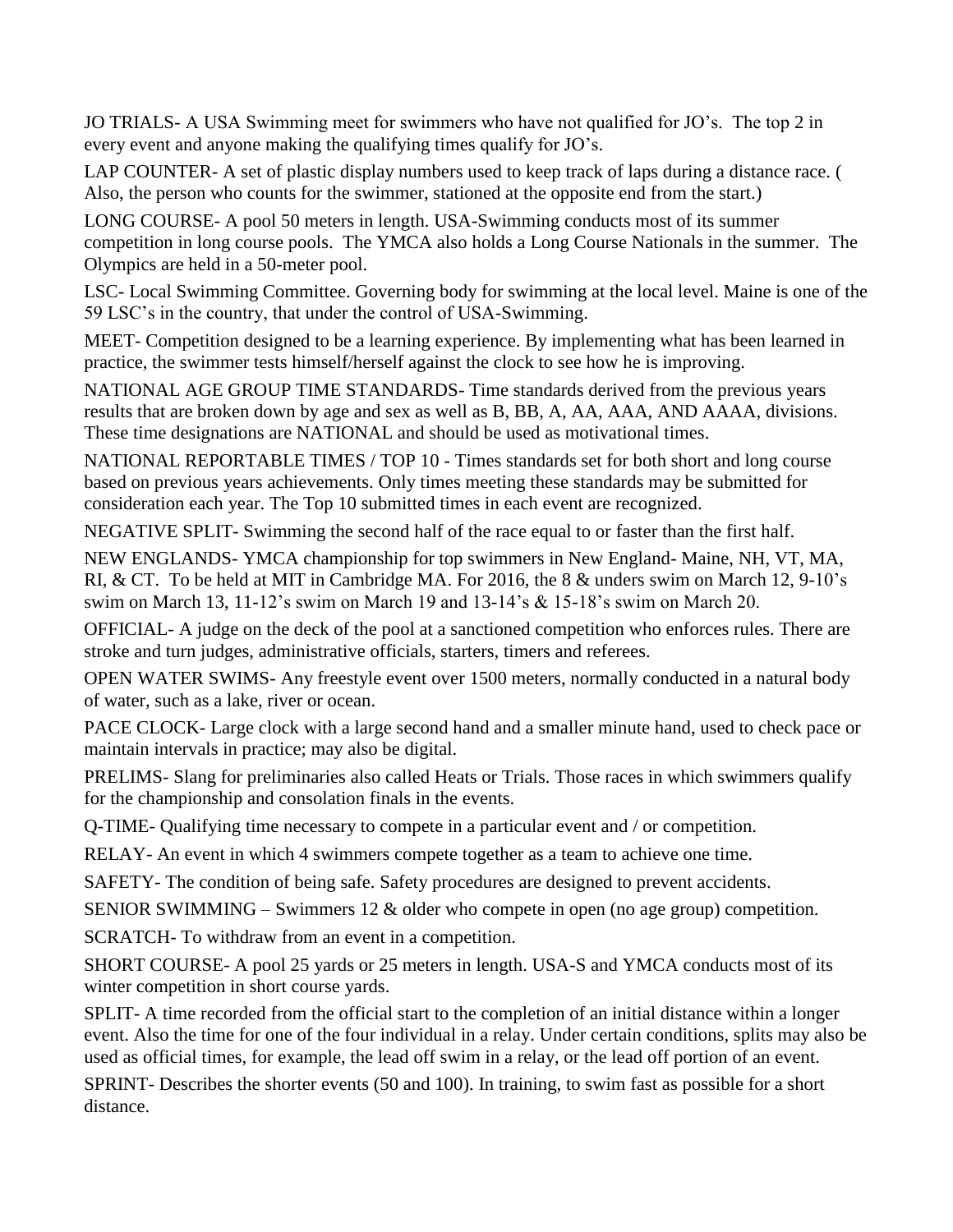JO TRIALS- A USA Swimming meet for swimmers who have not qualified for JO's. The top 2 in every event and anyone making the qualifying times qualify for JO's.

LAP COUNTER- A set of plastic display numbers used to keep track of laps during a distance race. ( Also, the person who counts for the swimmer, stationed at the opposite end from the start.)

LONG COURSE- A pool 50 meters in length. USA-Swimming conducts most of its summer competition in long course pools. The YMCA also holds a Long Course Nationals in the summer. The Olympics are held in a 50-meter pool.

LSC- Local Swimming Committee. Governing body for swimming at the local level. Maine is one of the 59 LSC's in the country, that under the control of USA-Swimming.

MEET- Competition designed to be a learning experience. By implementing what has been learned in practice, the swimmer tests himself/herself against the clock to see how he is improving.

NATIONAL AGE GROUP TIME STANDARDS- Time standards derived from the previous years results that are broken down by age and sex as well as B, BB, A, AA, AAA, AND AAAA, divisions. These time designations are NATIONAL and should be used as motivational times.

NATIONAL REPORTABLE TIMES / TOP 10 - Times standards set for both short and long course based on previous years achievements. Only times meeting these standards may be submitted for consideration each year. The Top 10 submitted times in each event are recognized.

NEGATIVE SPLIT- Swimming the second half of the race equal to or faster than the first half.

NEW ENGLANDS- YMCA championship for top swimmers in New England- Maine, NH, VT, MA, RI, & CT. To be held at MIT in Cambridge MA. For 2016, the 8 & unders swim on March 12, 9-10's swim on March 13, 11-12's swim on March 19 and 13-14's & 15-18's swim on March 20.

OFFICIAL- A judge on the deck of the pool at a sanctioned competition who enforces rules. There are stroke and turn judges, administrative officials, starters, timers and referees.

OPEN WATER SWIMS- Any freestyle event over 1500 meters, normally conducted in a natural body of water, such as a lake, river or ocean.

PACE CLOCK- Large clock with a large second hand and a smaller minute hand, used to check pace or maintain intervals in practice; may also be digital.

PRELIMS- Slang for preliminaries also called Heats or Trials. Those races in which swimmers qualify for the championship and consolation finals in the events.

Q-TIME- Qualifying time necessary to compete in a particular event and / or competition.

RELAY- An event in which 4 swimmers compete together as a team to achieve one time.

SAFETY- The condition of being safe. Safety procedures are designed to prevent accidents.

SENIOR SWIMMING – Swimmers 12 & older who compete in open (no age group) competition.

SCRATCH- To withdraw from an event in a competition.

SHORT COURSE- A pool 25 yards or 25 meters in length. USA-S and YMCA conducts most of its winter competition in short course yards.

SPLIT- A time recorded from the official start to the completion of an initial distance within a longer event. Also the time for one of the four individual in a relay. Under certain conditions, splits may also be used as official times, for example, the lead off swim in a relay, or the lead off portion of an event.

SPRINT- Describes the shorter events (50 and 100). In training, to swim fast as possible for a short distance.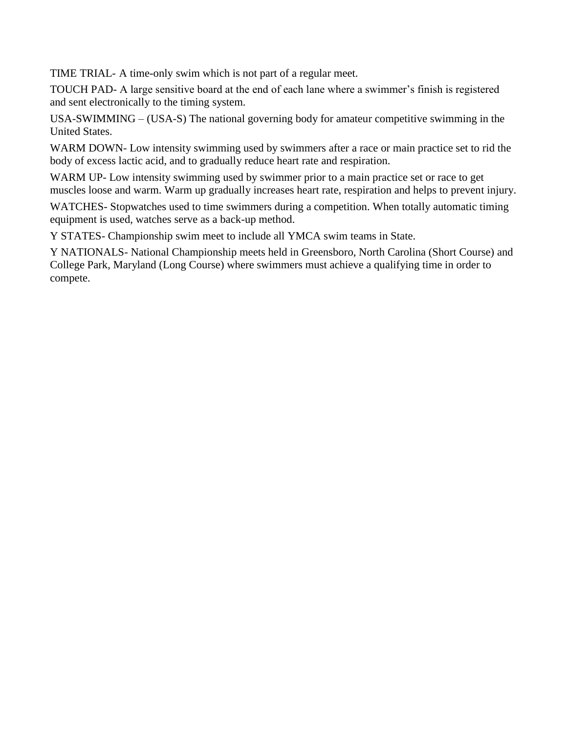TIME TRIAL- A time-only swim which is not part of a regular meet.

TOUCH PAD- A large sensitive board at the end of each lane where a swimmer's finish is registered and sent electronically to the timing system.

USA-SWIMMING – (USA-S) The national governing body for amateur competitive swimming in the United States.

WARM DOWN- Low intensity swimming used by swimmers after a race or main practice set to rid the body of excess lactic acid, and to gradually reduce heart rate and respiration.

WARM UP- Low intensity swimming used by swimmer prior to a main practice set or race to get muscles loose and warm. Warm up gradually increases heart rate, respiration and helps to prevent injury.

WATCHES- Stopwatches used to time swimmers during a competition. When totally automatic timing equipment is used, watches serve as a back-up method.

Y STATES- Championship swim meet to include all YMCA swim teams in State.

Y NATIONALS- National Championship meets held in Greensboro, North Carolina (Short Course) and College Park, Maryland (Long Course) where swimmers must achieve a qualifying time in order to compete.